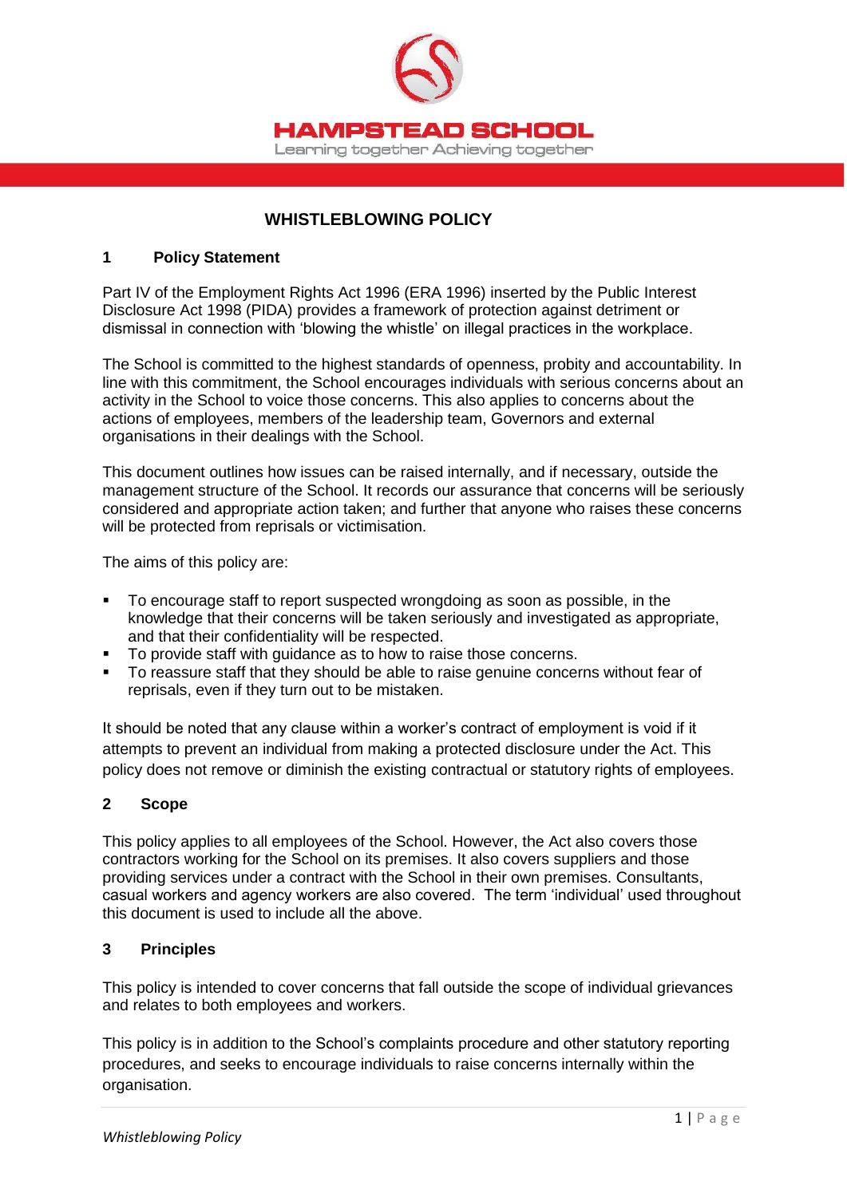HAMPSTEAD SCHOOL

Learning together Achieving together

# WHISTLEBLOWING POLICY

## 1 Policy Statement

Part IV of the Employment Rights Act 1996 (ERA 1996) inserted by the Public Interest Disclosure Act 1998 (PIDA) provides a framework of protection against detriment or dismissal in connection with 'blowing the whistle' on illegal practices in the workplace.

The School is committed to the highest standards of openness, probity and accountability. In line with this commitment, the School encourages individuals with serious concerns about an activity in the School to voice those concerns. This also applies to concerns about the actions of employees, members of the leadership team, Governors and external organisations in their dealings with the School.

This document outlines how issues can be raised internally, and if necessary, outside the management structure of the School. It records our assurance that concerns will be seriously considered and appropriate action taken; and further that anyone who raises these concerns will be protected from reprisals or victimisation.

The aims of this policy are:

- To encourage staff to report suspected wrongdoing as soon as possible, in the knowledge that their concerns will be taken seriously and investigated as appropriate, and that their confidentiality will be respected.
- To provide staff with guidance as to how to raise those concerns.
- To reassure staff that they should be able to raise genuine concerns without fear of reprisals, even if they turn out to be mistaken.

It should be noted that any clause within a worker's contract of employment is void if it attempts to prevent an individual from making a protected disclosure under the Act. This policy does not remove or diminish the existing contractual or statutory rights of employees.

## 2 Scope

This policy applies to all employees of the School. However, the Act also covers those contractors working for the School on its premises. It also covers suppliers and those providing services under a contract with the School in their own premises. Consultants, casual workers and agency workers are also covered. The term 'individual' used throughout this document is used to include all the above.

## 3 Principles

This policy is intended to cover concerns that fall outside the scope of individual grievances and relates to both employees and workers.

This policy is in addition to the School's complaints procedure and other statutory reporting procedures, and seeks to encourage individuals to raise concerns internally within the organisation.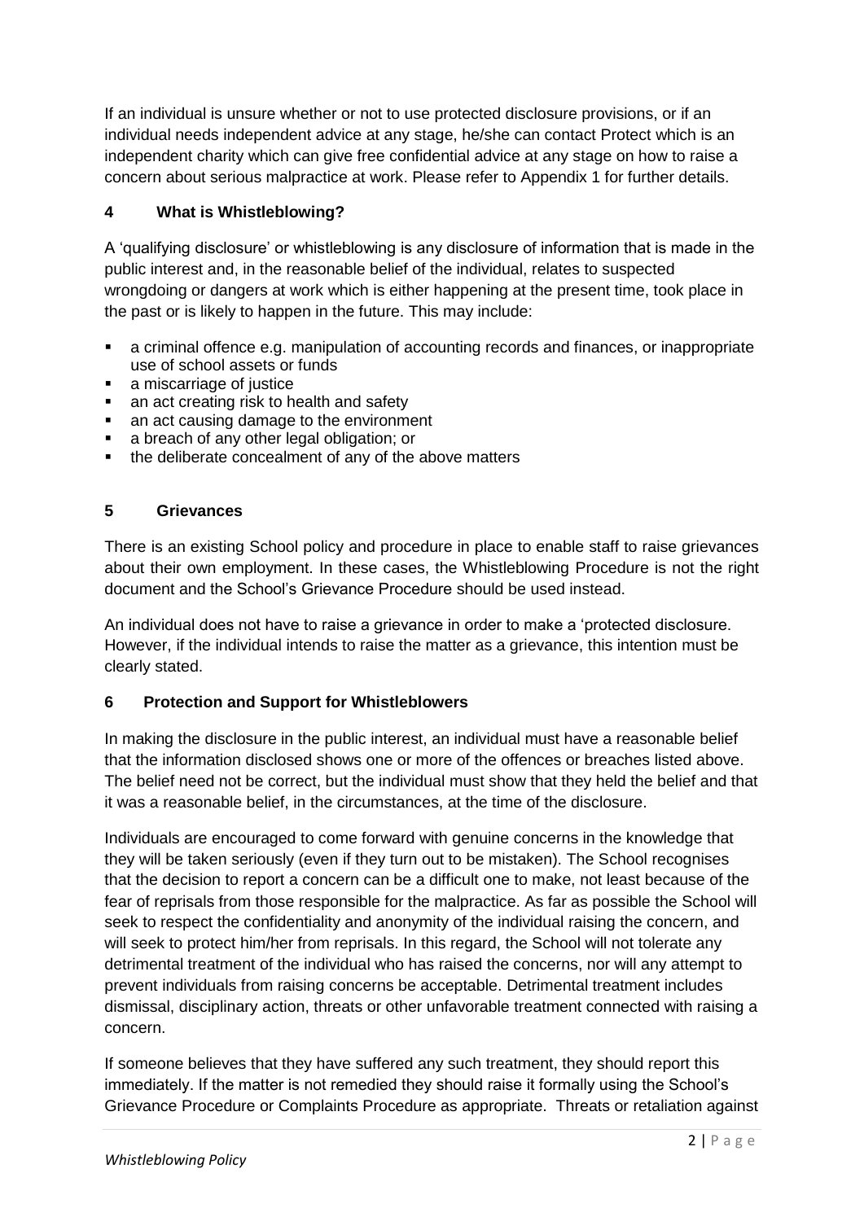If an individual is unsure whether or not to use protected disclosure provisions, or if an individual needs independent advice at any stage, he/she can contact Protect which is an independent charity which can give free confidential advice at any stage on how to raise a concern about serious malpractice at work. Please refer to Appendix 1 for further details.

## 4 What is Whistleblowing?

A 'qualifying disclosure' or whistleblowing is any disclosure of information that is made in the public interest and, in the reasonable belief of the individual, relates to suspected wrongdoing or dangers at work which is either happening at the present time, took place in the past or is likely to happen in the future. This may include:

- a criminal offence e.g. manipulation of accounting records and finances, or inappropriate use of school assets or funds
- a miscarriage of justice
- an act creating risk to health and safety
- an act causing damage to the environment
- a breach of any other legal obligation; or
- the deliberate concealment of any of the above matters

## 5 Grievances

There is an existing School policy and procedure in place to enable staff to raise grievances about their own employment. In these cases, the Whistleblowing Procedure is not the right document and the School's Grievance Procedure should be used instead.

An individual does not have to raise a grievance in order to make a 'protected disclosure. However, if the individual intends to raise the matter as a grievance, this intention must be clearly stated.

## 6 Protection and Support for Whistleblowers

In making the disclosure in the public interest, an individual must have a reasonable belief that the information disclosed shows one or more of the offences or breaches listed above. The belief need not be correct, but the individual must show that they held the belief and that it was a reasonable belief, in the circumstances, at the time of the disclosure.

Individuals are encouraged to come forward with genuine concerns in the knowledge that they will be taken seriously (even if they turn out to be mistaken). The School recognises that the decision to report a concern can be a difficult one to make, not least because of the fear of reprisals from those responsible for the malpractice. As far as possible the School will seek to respect the confidentiality and anonymity of the individual raising the concern, and will seek to protect him/her from reprisals. In this regard, the School will not tolerate any detrimental treatment of the individual who has raised the concerns, nor will any attempt to prevent individuals from raising concerns be acceptable. Detrimental treatment includes dismissal, disciplinary action, threats or other unfavorable treatment connected with raising a concern.

If someone believes that they have suffered any such treatment, they should report this immediately. If the matter is not remedied they should raise it formally using the School's Grievance Procedure or Complaints Procedure as appropriate. Threats or retaliation against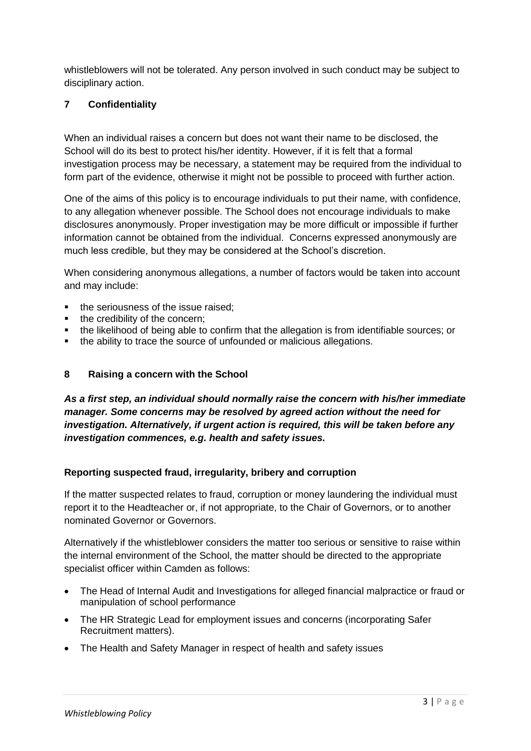whistleblowers will not be tolerated. Any person involved in such conduct may be subject to disciplinary action.

## 7 Confidentiality

When an individual raises a concern but does not want their name to be disclosed, the School will do its best to protect his/her identity. However, if it is felt that a formal investigation process may be necessary, a statement may be required from the individual to form part of the evidence, otherwise it might not be possible to proceed with further action.

One of the aims of this policy is to encourage individuals to put their name, with confidence, to any allegation whenever possible. The School does not encourage individuals to make disclosures anonymously. Proper investigation may be more difficult or impossible if further information cannot be obtained from the individual. Concerns expressed anonymously are much less credible, but they may be considered at the School's discretion.

When considering anonymous allegations, a number of factors would be taken into account and may include:

- the seriousness of the issue raised;
- the credibility of the concern;
- the likelihood of being able to confirm that the allegation is from identifiable sources; or
- the ability to trace the source of unfounded or malicious allegations.

## 8 Raising a concern with the School

***As a first step, an individual should normally raise the concern with his/her immediate manager. Some concerns may be resolved by agreed action without the need for investigation. Alternatively, if urgent action is required, this will be taken before any investigation commences, e.g. health and safety issues.***

### Reporting suspected fraud, irregularity, bribery and corruption

If the matter suspected relates to fraud, corruption or money laundering the individual must report it to the Headteacher or, if not appropriate, to the Chair of Governors, or to another nominated Governor or Governors.

Alternatively if the whistleblower considers the matter too serious or sensitive to raise within the internal environment of the School, the matter should be directed to the appropriate specialist officer within Camden as follows:

- The Head of Internal Audit and Investigations for alleged financial malpractice or fraud or manipulation of school performance
- The HR Strategic Lead for employment issues and concerns (incorporating Safer Recruitment matters).
- The Health and Safety Manager in respect of health and safety issues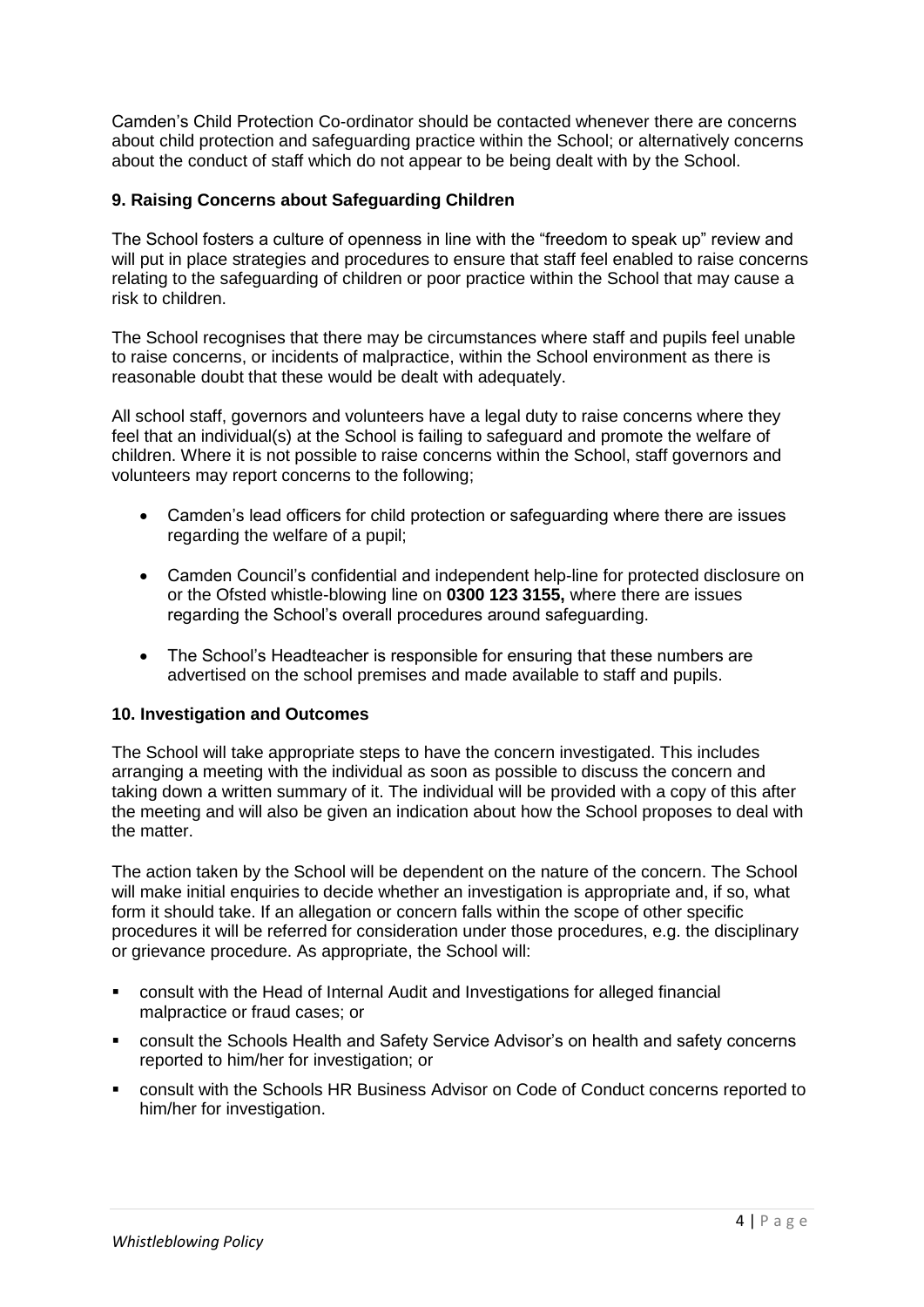Camden's Child Protection Co-ordinator should be contacted whenever there are concerns about child protection and safeguarding practice within the School; or alternatively concerns about the conduct of staff which do not appear to be being dealt with by the School.

### 9. Raising Concerns about Safeguarding Children

The School fosters a culture of openness in line with the "freedom to speak up" review and will put in place strategies and procedures to ensure that staff feel enabled to raise concerns relating to the safeguarding of children or poor practice within the School that may cause a risk to children.

The School recognises that there may be circumstances where staff and pupils feel unable to raise concerns, or incidents of malpractice, within the School environment as there is reasonable doubt that these would be dealt with adequately.

All school staff, governors and volunteers have a legal duty to raise concerns where they feel that an individual(s) at the School is failing to safeguard and promote the welfare of children. Where it is not possible to raise concerns within the School, staff governors and volunteers may report concerns to the following;

- Camden's lead officers for child protection or safeguarding where there are issues regarding the welfare of a pupil;
- Camden Council's confidential and independent help-line for protected disclosure on or the Ofsted whistle-blowing line on **0300 123 3155,** where there are issues regarding the School's overall procedures around safeguarding.
- The School's Headteacher is responsible for ensuring that these numbers are advertised on the school premises and made available to staff and pupils.

### 10. Investigation and Outcomes

The School will take appropriate steps to have the concern investigated. This includes arranging a meeting with the individual as soon as possible to discuss the concern and taking down a written summary of it. The individual will be provided with a copy of this after the meeting and will also be given an indication about how the School proposes to deal with the matter.

The action taken by the School will be dependent on the nature of the concern. The School will make initial enquiries to decide whether an investigation is appropriate and, if so, what form it should take. If an allegation or concern falls within the scope of other specific procedures it will be referred for consideration under those procedures, e.g. the disciplinary or grievance procedure. As appropriate, the School will:

- consult with the Head of Internal Audit and Investigations for alleged financial malpractice or fraud cases; or
- consult the Schools Health and Safety Service Advisor's on health and safety concerns reported to him/her for investigation; or
- consult with the Schools HR Business Advisor on Code of Conduct concerns reported to him/her for investigation.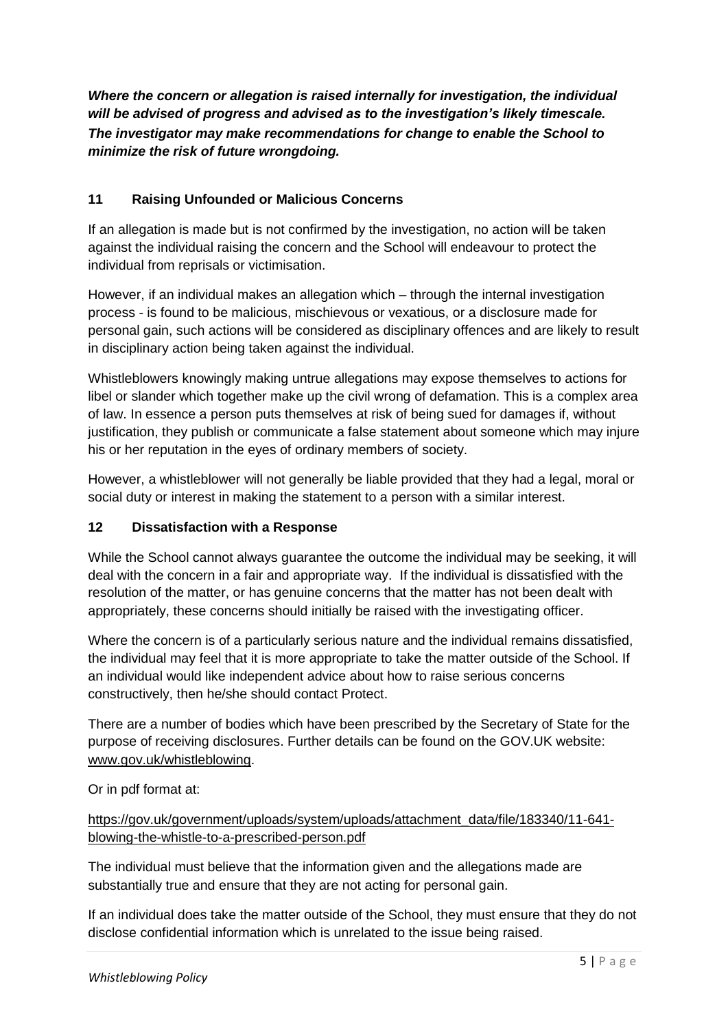***Where the concern or allegation is raised internally for investigation, the individual will be advised of progress and advised as to the investigation's likely timescale. The investigator may make recommendations for change to enable the School to minimize the risk of future wrongdoing.***

## 11 Raising Unfounded or Malicious Concerns

If an allegation is made but is not confirmed by the investigation, no action will be taken against the individual raising the concern and the School will endeavour to protect the individual from reprisals or victimisation.

However, if an individual makes an allegation which – through the internal investigation process - is found to be malicious, mischievous or vexatious, or a disclosure made for personal gain, such actions will be considered as disciplinary offences and are likely to result in disciplinary action being taken against the individual.

Whistleblowers knowingly making untrue allegations may expose themselves to actions for libel or slander which together make up the civil wrong of defamation. This is a complex area of law. In essence a person puts themselves at risk of being sued for damages if, without justification, they publish or communicate a false statement about someone which may injure his or her reputation in the eyes of ordinary members of society.

However, a whistleblower will not generally be liable provided that they had a legal, moral or social duty or interest in making the statement to a person with a similar interest.

## 12 Dissatisfaction with a Response

While the School cannot always guarantee the outcome the individual may be seeking, it will deal with the concern in a fair and appropriate way. If the individual is dissatisfied with the resolution of the matter, or has genuine concerns that the matter has not been dealt with appropriately, these concerns should initially be raised with the investigating officer.

Where the concern is of a particularly serious nature and the individual remains dissatisfied, the individual may feel that it is more appropriate to take the matter outside of the School. If an individual would like independent advice about how to raise serious concerns constructively, then he/she should contact Protect.

There are a number of bodies which have been prescribed by the Secretary of State for the purpose of receiving disclosures. Further details can be found on the GOV.UK website: www.gov.uk/whistleblowing.

Or in pdf format at:

https://gov.uk/government/uploads/system/uploads/attachment_data/file/183340/11-641-blowing-the-whistle-to-a-prescribed-person.pdf

The individual must believe that the information given and the allegations made are substantially true and ensure that they are not acting for personal gain.

If an individual does take the matter outside of the School, they must ensure that they do not disclose confidential information which is unrelated to the issue being raised.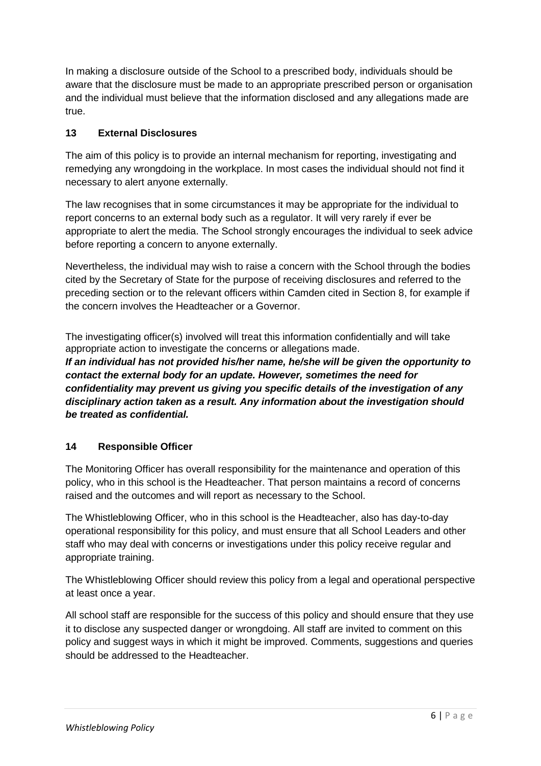In making a disclosure outside of the School to a prescribed body, individuals should be aware that the disclosure must be made to an appropriate prescribed person or organisation and the individual must believe that the information disclosed and any allegations made are true.

## 13 External Disclosures

The aim of this policy is to provide an internal mechanism for reporting, investigating and remedying any wrongdoing in the workplace. In most cases the individual should not find it necessary to alert anyone externally.

The law recognises that in some circumstances it may be appropriate for the individual to report concerns to an external body such as a regulator. It will very rarely if ever be appropriate to alert the media. The School strongly encourages the individual to seek advice before reporting a concern to anyone externally.

Nevertheless, the individual may wish to raise a concern with the School through the bodies cited by the Secretary of State for the purpose of receiving disclosures and referred to the preceding section or to the relevant officers within Camden cited in Section 8, for example if the concern involves the Headteacher or a Governor.

The investigating officer(s) involved will treat this information confidentially and will take appropriate action to investigate the concerns or allegations made.
***If an individual has not provided his/her name, he/she will be given the opportunity to contact the external body for an update. However, sometimes the need for confidentiality may prevent us giving you specific details of the investigation of any disciplinary action taken as a result. Any information about the investigation should be treated as confidential.***

## 14 Responsible Officer

The Monitoring Officer has overall responsibility for the maintenance and operation of this policy, who in this school is the Headteacher. That person maintains a record of concerns raised and the outcomes and will report as necessary to the School.

The Whistleblowing Officer, who in this school is the Headteacher, also has day-to-day operational responsibility for this policy, and must ensure that all School Leaders and other staff who may deal with concerns or investigations under this policy receive regular and appropriate training.

The Whistleblowing Officer should review this policy from a legal and operational perspective at least once a year.

All school staff are responsible for the success of this policy and should ensure that they use it to disclose any suspected danger or wrongdoing. All staff are invited to comment on this policy and suggest ways in which it might be improved. Comments, suggestions and queries should be addressed to the Headteacher.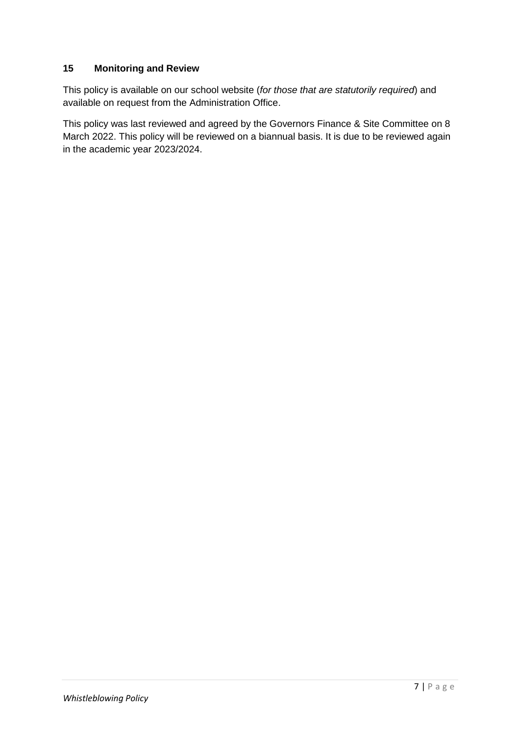## 15 Monitoring and Review

This policy is available on our school website (*for those that are statutorily required*) and available on request from the Administration Office.

This policy was last reviewed and agreed by the Governors Finance & Site Committee on 8 March 2022. This policy will be reviewed on a biannual basis. It is due to be reviewed again in the academic year 2023/2024.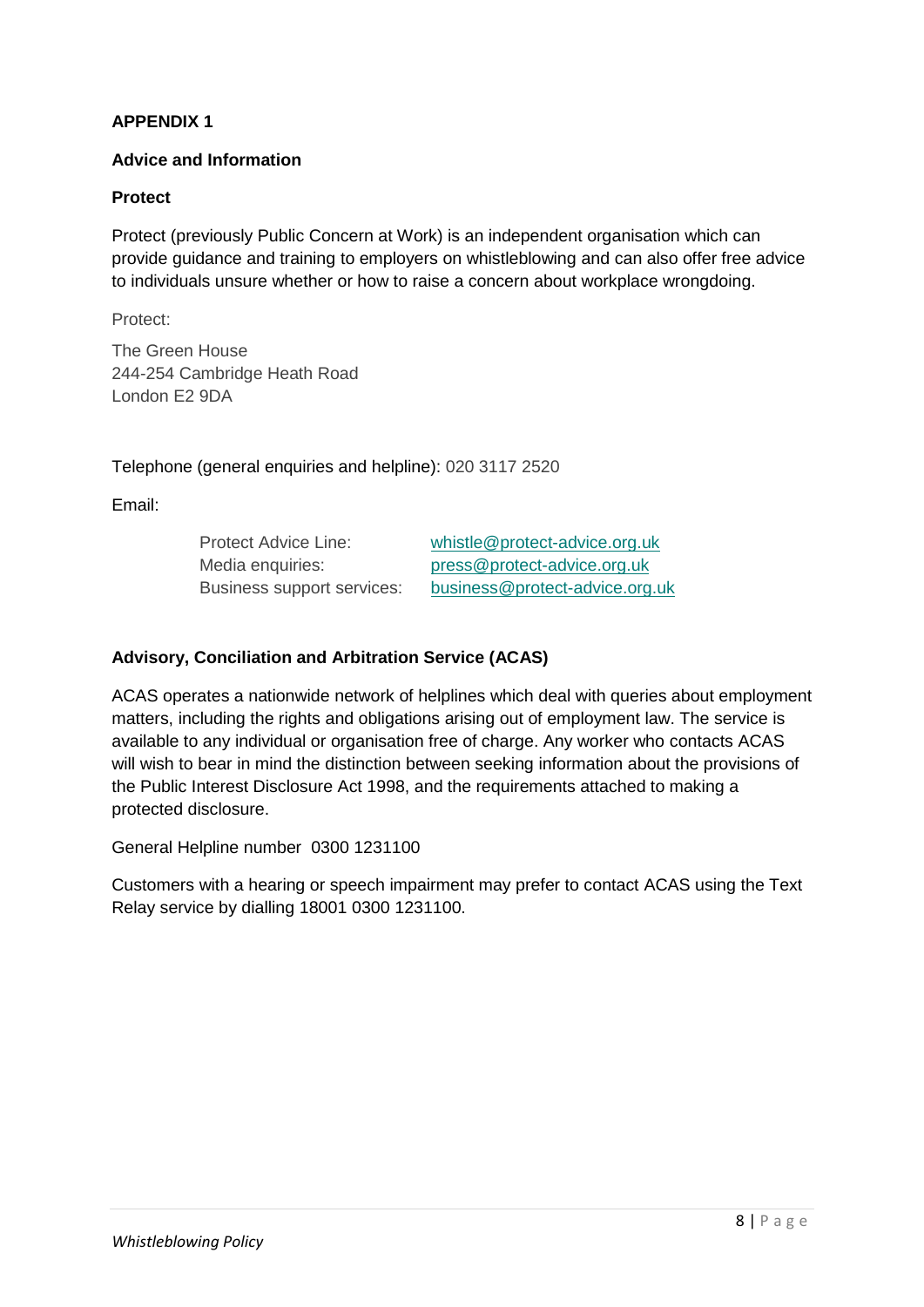## APPENDIX 1

### Advice and Information

### Protect

Protect (previously Public Concern at Work) is an independent organisation which can provide guidance and training to employers on whistleblowing and can also offer free advice to individuals unsure whether or how to raise a concern about workplace wrongdoing.

Protect:

The Green House
244-254 Cambridge Heath Road
London E2 9DA

Telephone (general enquiries and helpline): 020 3117 2520

Email:

| | |
|---|---|
| Protect Advice Line: | whistle@protect-advice.org.uk |
| Media enquiries: | press@protect-advice.org.uk |
| Business support services: | business@protect-advice.org.uk |

### Advisory, Conciliation and Arbitration Service (ACAS)

ACAS operates a nationwide network of helplines which deal with queries about employment matters, including the rights and obligations arising out of employment law. The service is available to any individual or organisation free of charge. Any worker who contacts ACAS will wish to bear in mind the distinction between seeking information about the provisions of the Public Interest Disclosure Act 1998, and the requirements attached to making a protected disclosure.

General Helpline number 0300 1231100

Customers with a hearing or speech impairment may prefer to contact ACAS using the Text Relay service by dialling 18001 0300 1231100.